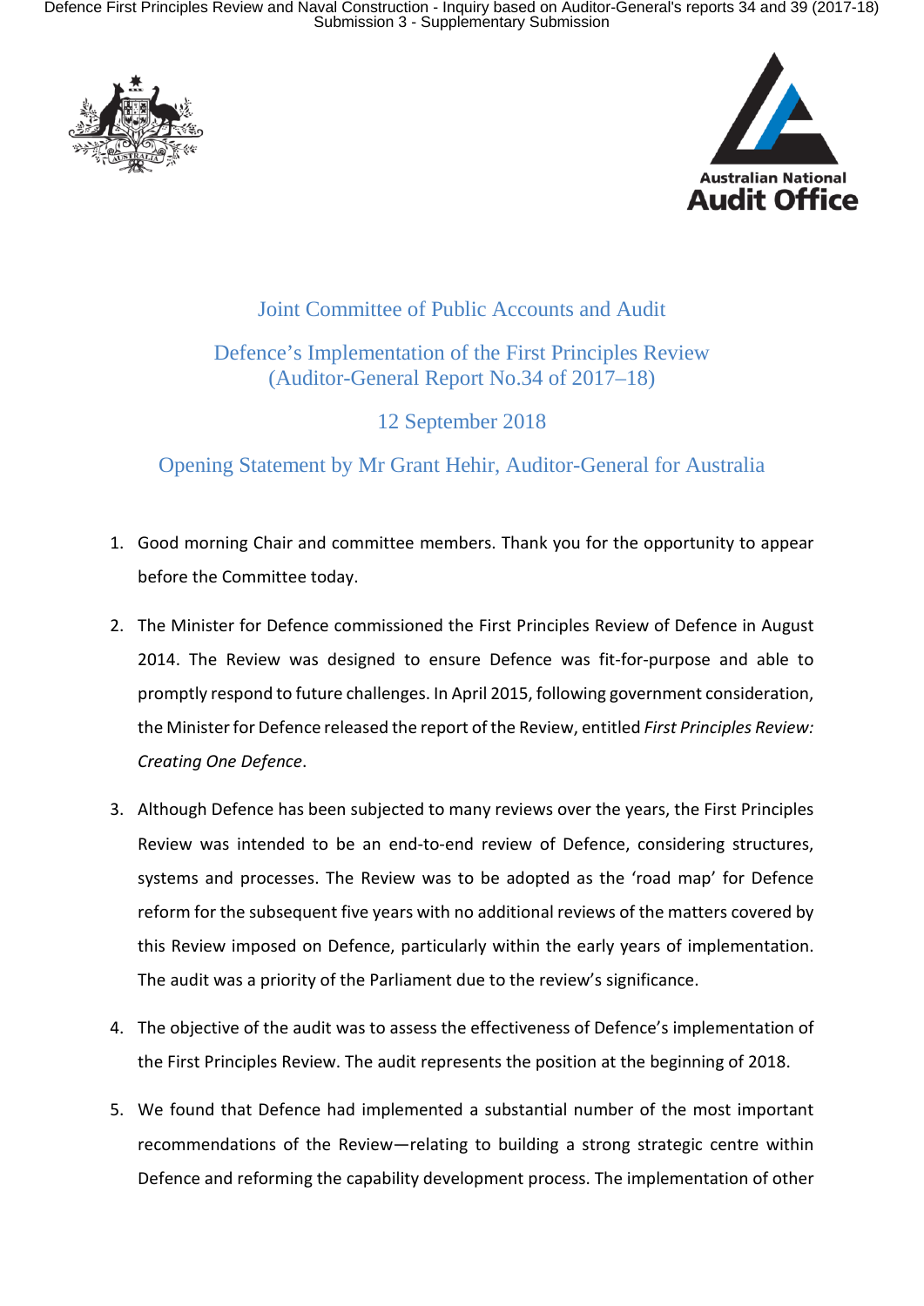Joint Committee of Public Accounts and Audit

Defence's Implementation of the First Principles Review
(Auditor-General Report No.34 of 2017–18)

12 September 2018

Opening Statement by Mr Grant Hehir, Auditor-General for Australia

1. Good morning Chair and committee members. Thank you for the opportunity to appear before the Committee today.

2. The Minister for Defence commissioned the First Principles Review of Defence in August 2014. The Review was designed to ensure Defence was fit-for-purpose and able to promptly respond to future challenges. In April 2015, following government consideration, the Minister for Defence released the report of the Review, entitled *First Principles Review: Creating One Defence*.

3. Although Defence has been subjected to many reviews over the years, the First Principles Review was intended to be an end-to-end review of Defence, considering structures, systems and processes. The Review was to be adopted as the 'road map' for Defence reform for the subsequent five years with no additional reviews of the matters covered by this Review imposed on Defence, particularly within the early years of implementation. The audit was a priority of the Parliament due to the review's significance.

4. The objective of the audit was to assess the effectiveness of Defence's implementation of the First Principles Review. The audit represents the position at the beginning of 2018.

5. We found that Defence had implemented a substantial number of the most important recommendations of the Review—relating to building a strong strategic centre within Defence and reforming the capability development process. The implementation of other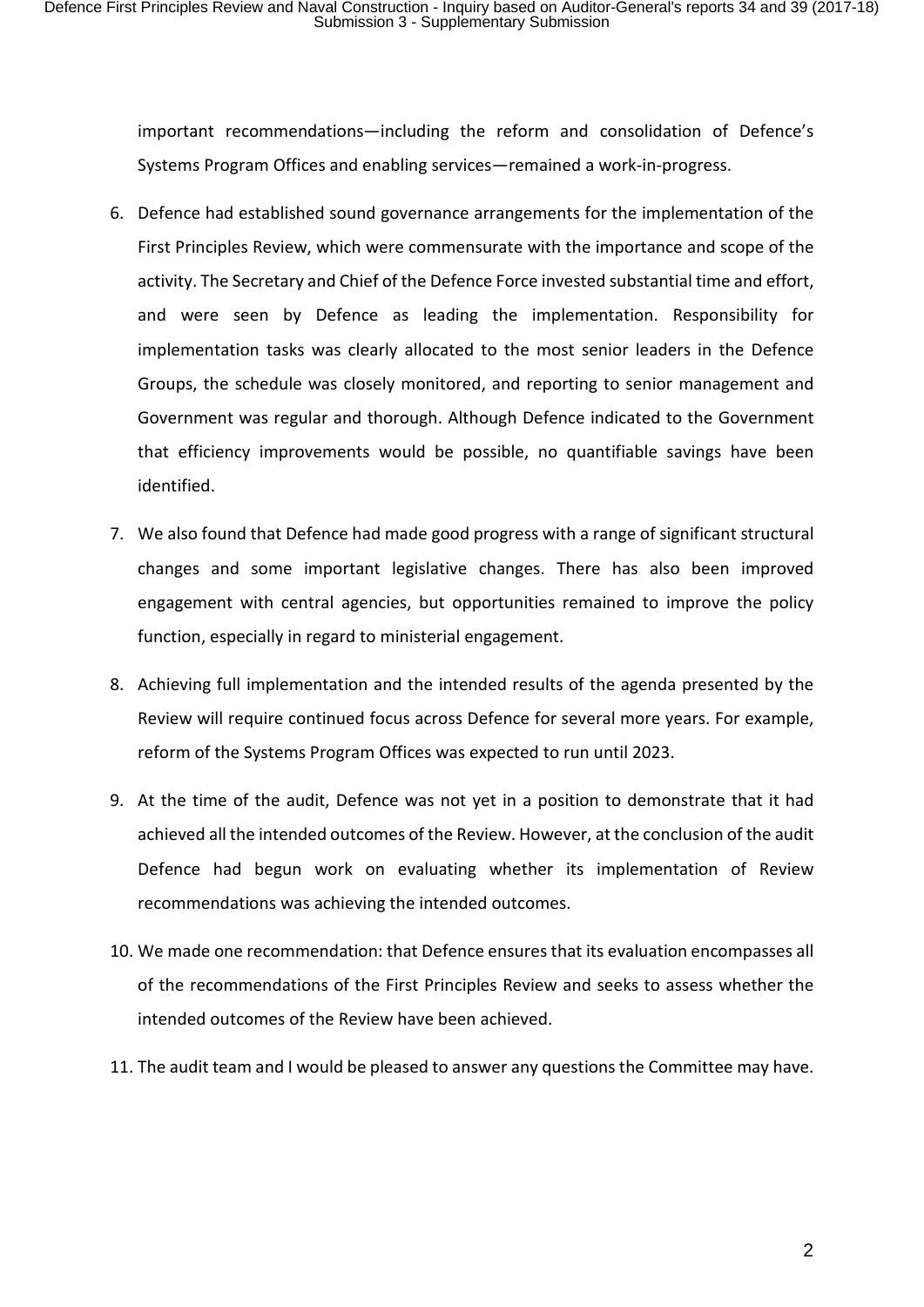important recommendations—including the reform and consolidation of Defence's Systems Program Offices and enabling services—remained a work-in-progress.

6. Defence had established sound governance arrangements for the implementation of the First Principles Review, which were commensurate with the importance and scope of the activity. The Secretary and Chief of the Defence Force invested substantial time and effort, and were seen by Defence as leading the implementation. Responsibility for implementation tasks was clearly allocated to the most senior leaders in the Defence Groups, the schedule was closely monitored, and reporting to senior management and Government was regular and thorough. Although Defence indicated to the Government that efficiency improvements would be possible, no quantifiable savings have been identified.

7. We also found that Defence had made good progress with a range of significant structural changes and some important legislative changes. There has also been improved engagement with central agencies, but opportunities remained to improve the policy function, especially in regard to ministerial engagement.

8. Achieving full implementation and the intended results of the agenda presented by the Review will require continued focus across Defence for several more years. For example, reform of the Systems Program Offices was expected to run until 2023.

9. At the time of the audit, Defence was not yet in a position to demonstrate that it had achieved all the intended outcomes of the Review. However, at the conclusion of the audit Defence had begun work on evaluating whether its implementation of Review recommendations was achieving the intended outcomes.

10. We made one recommendation: that Defence ensures that its evaluation encompasses all of the recommendations of the First Principles Review and seeks to assess whether the intended outcomes of the Review have been achieved.

11. The audit team and I would be pleased to answer any questions the Committee may have.